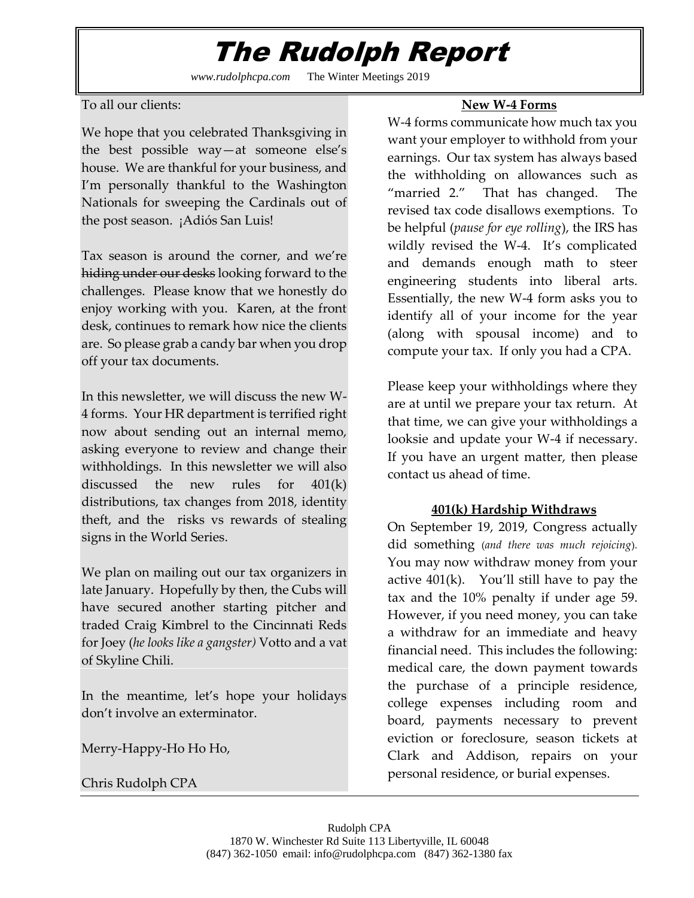# The Rudolph Report

*www.rudolphcpa.com* The Winter Meetings 2019

To all our clients:

We hope that you celebrated Thanksgiving in the best possible way—at someone else's house. We are thankful for your business, and I'm personally thankful to the Washington Nationals for sweeping the Cardinals out of the post season. ¡Adiós San Luis!

Tax season is around the corner, and we're ~~hiding under our desks~~ looking forward to the challenges. Please know that we honestly do enjoy working with you. Karen, at the front desk, continues to remark how nice the clients are. So please grab a candy bar when you drop off your tax documents.

In this newsletter, we will discuss the new W-4 forms. Your HR department is terrified right now about sending out an internal memo, asking everyone to review and change their withholdings. In this newsletter we will also discussed the new rules for 401(k) distributions, tax changes from 2018, identity theft, and the risks vs rewards of stealing signs in the World Series.

We plan on mailing out our tax organizers in late January. Hopefully by then, the Cubs will have secured another starting pitcher and traded Craig Kimbrel to the Cincinnati Reds for Joey (*he looks like a gangster)* Votto and a vat of Skyline Chili.

In the meantime, let's hope your holidays don't involve an exterminator.

Merry-Happy-Ho Ho Ho,

Chris Rudolph CPA

**New W-4 Forms**

W-4 forms communicate how much tax you want your employer to withhold from your earnings. Our tax system has always based the withholding on allowances such as "married 2." That has changed. The revised tax code disallows exemptions. To be helpful (*pause for eye rolling*), the IRS has wildly revised the W-4. It's complicated and demands enough math to steer engineering students into liberal arts. Essentially, the new W-4 form asks you to identify all of your income for the year (along with spousal income) and to compute your tax. If only you had a CPA.

Please keep your withholdings where they are at until we prepare your tax return. At that time, we can give your withholdings a looksie and update your W-4 if necessary. If you have an urgent matter, then please contact us ahead of time.

**401(k) Hardship Withdraws**

On September 19, 2019, Congress actually did something (*and there was much rejoicing*). You may now withdraw money from your active 401(k). You'll still have to pay the tax and the 10% penalty if under age 59. However, if you need money, you can take a withdraw for an immediate and heavy financial need. This includes the following: medical care, the down payment towards the purchase of a principle residence, college expenses including room and board, payments necessary to prevent eviction or foreclosure, season tickets at Clark and Addison, repairs on your personal residence, or burial expenses.

Rudolph CPA
1870 W. Winchester Rd Suite 113 Libertyville, IL 60048
(847) 362-1050 email: info@rudolphcpa.com (847) 362-1380 fax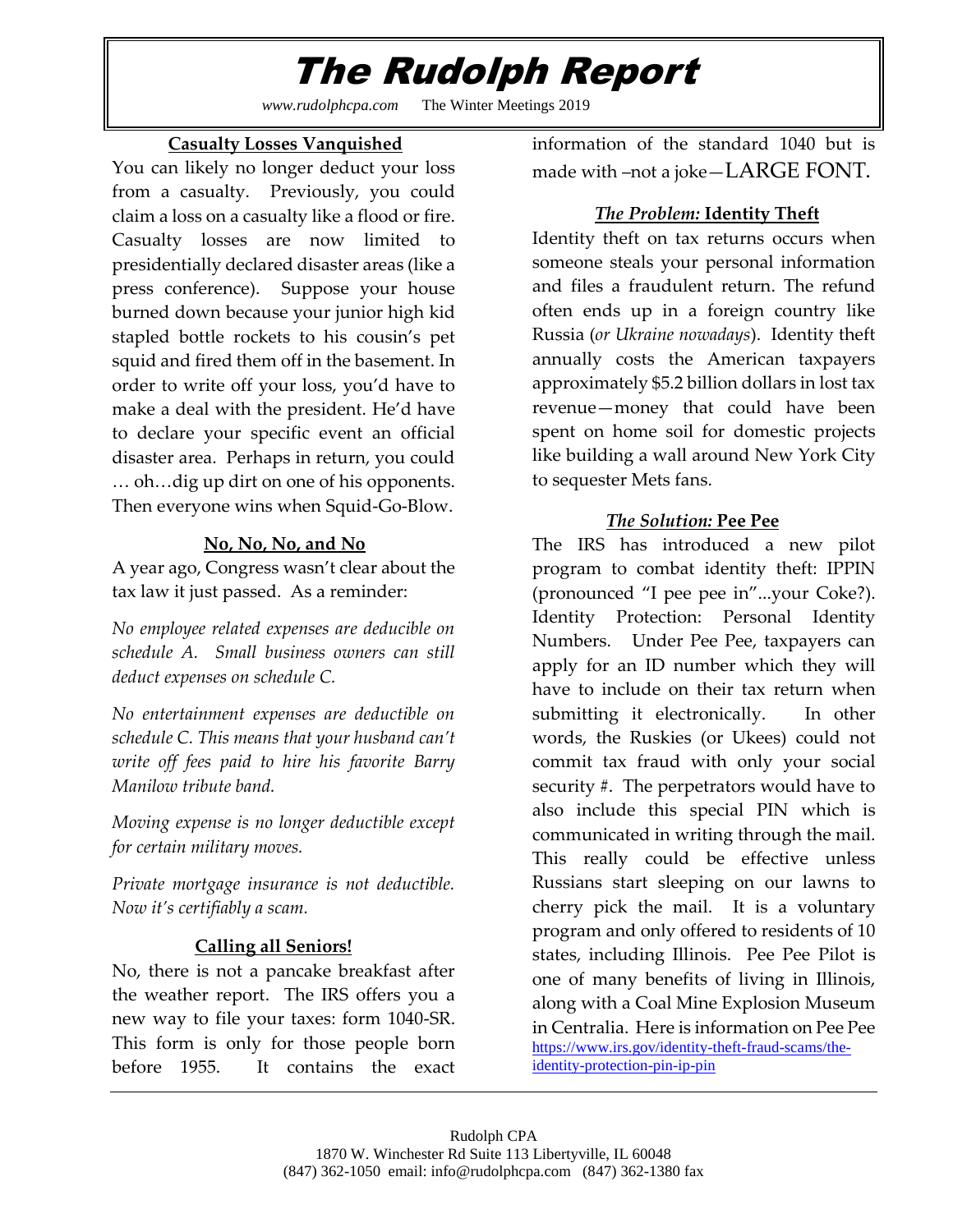# The Rudolph Report

*www.rudolphcpa.com* The Winter Meetings 2019

## Casualty Losses Vanquished

You can likely no longer deduct your loss from a casualty. Previously, you could claim a loss on a casualty like a flood or fire. Casualty losses are now limited to presidentially declared disaster areas (like a press conference). Suppose your house burned down because your junior high kid stapled bottle rockets to his cousin's pet squid and fired them off in the basement. In order to write off your loss, you'd have to make a deal with the president. He'd have to declare your specific event an official disaster area. Perhaps in return, you could … oh…dig up dirt on one of his opponents. Then everyone wins when Squid-Go-Blow.

## No, No, No, and No

A year ago, Congress wasn't clear about the tax law it just passed. As a reminder:

*No employee related expenses are deductible on schedule A. Small business owners can still deduct expenses on schedule C.*

*No entertainment expenses are deductible on schedule C. This means that your husband can't write off fees paid to hire his favorite Barry Manilow tribute band.*

*Moving expense is no longer deductible except for certain military moves.*

*Private mortgage insurance is not deductible. Now it's certifiably a scam.*

## Calling all Seniors!

No, there is not a pancake breakfast after the weather report. The IRS offers you a new way to file your taxes: form 1040-SR. This form is only for those people born before 1955. It contains the exact information of the standard 1040 but is made with –not a joke—LARGE FONT.

## *The Problem:* Identity Theft

Identity theft on tax returns occurs when someone steals your personal information and files a fraudulent return. The refund often ends up in a foreign country like Russia (*or Ukraine nowadays*). Identity theft annually costs the American taxpayers approximately $5.2 billion dollars in lost tax revenue—money that could have been spent on home soil for domestic projects like building a wall around New York City to sequester Mets fans.

## *The Solution:* Pee Pee

The IRS has introduced a new pilot program to combat identity theft: IPPIN (pronounced "I pee pee in"...your Coke?). Identity Protection: Personal Identity Numbers. Under Pee Pee, taxpayers can apply for an ID number which they will have to include on their tax return when submitting it electronically. In other words, the Ruskies (or Ukees) could not commit tax fraud with only your social security #. The perpetrators would have to also include this special PIN which is communicated in writing through the mail. This really could be effective unless Russians start sleeping on our lawns to cherry pick the mail. It is a voluntary program and only offered to residents of 10 states, including Illinois. Pee Pee Pilot is one of many benefits of living in Illinois, along with a Coal Mine Explosion Museum in Centralia. Here is information on Pee Pee https://www.irs.gov/identity-theft-fraud-scams/the-identity-protection-pin-ip-pin

Rudolph CPA
1870 W. Winchester Rd Suite 113 Libertyville, IL 60048
(847) 362-1050 email: info@rudolphcpa.com (847) 362-1380 fax